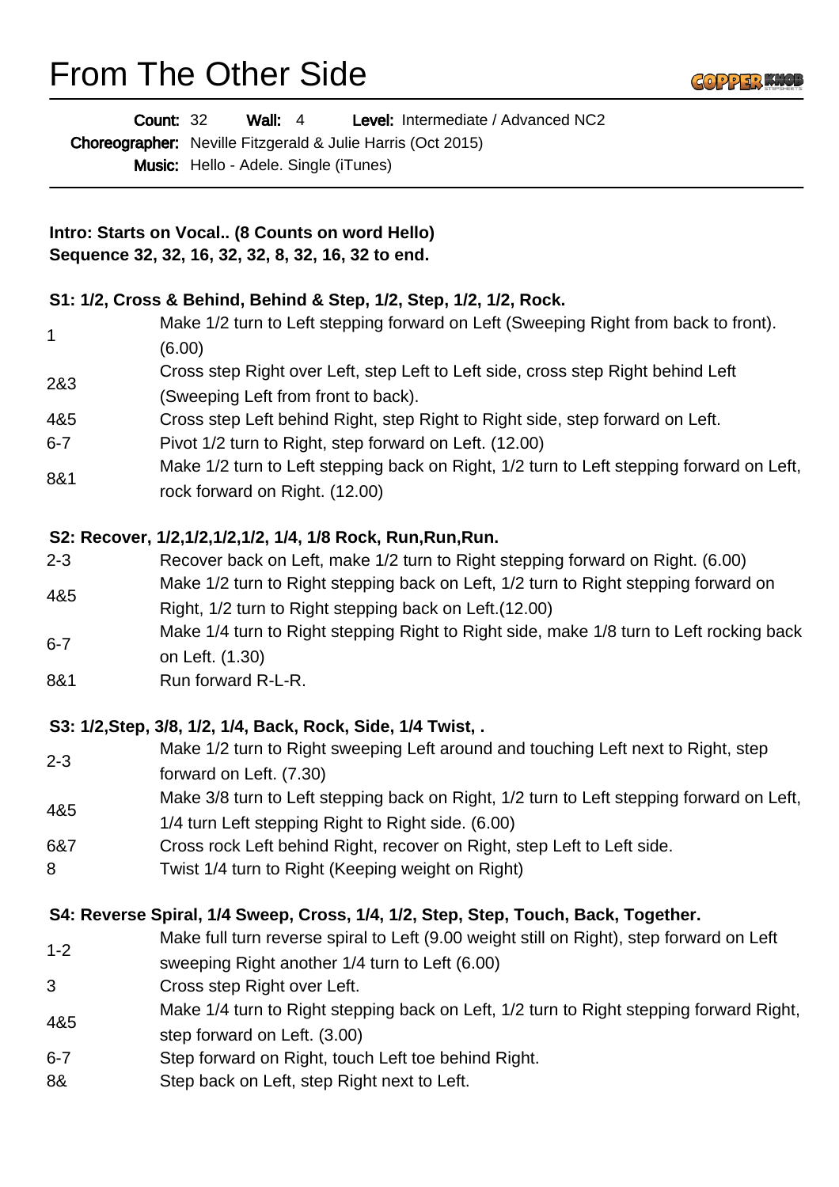# From The Other Side

**Count:** 32 **Wall:** 4 **Level:** Intermediate / Advanced NC2
**Choreographer:** Neville Fitzgerald & Julie Harris (Oct 2015)
**Music:** Hello - Adele. Single (iTunes)

---

**Intro: Starts on Vocal.. (8 Counts on word Hello)**
**Sequence 32, 32, 16, 32, 32, 8, 32, 16, 32 to end.**

### S1: 1/2, Cross & Behind, Behind & Step, 1/2, Step, 1/2, 1/2, Rock.

| | |
|---|---|
| 1 | Make 1/2 turn to Left stepping forward on Left (Sweeping Right from back to front). (6.00) |
| 2&3 | Cross step Right over Left, step Left to Left side, cross step Right behind Left (Sweeping Left from front to back). |
| 4&5 | Cross step Left behind Right, step Right to Right side, step forward on Left. |
| 6-7 | Pivot 1/2 turn to Right, step forward on Left. (12.00) |
| 8&1 | Make 1/2 turn to Left stepping back on Right, 1/2 turn to Left stepping forward on Left, rock forward on Right. (12.00) |

### S2: Recover, 1/2,1/2,1/2,1/2, 1/4, 1/8 Rock, Run,Run,Run.

| | |
|---|---|
| 2-3 | Recover back on Left, make 1/2 turn to Right stepping forward on Right. (6.00) |
| 4&5 | Make 1/2 turn to Right stepping back on Left, 1/2 turn to Right stepping forward on Right, 1/2 turn to Right stepping back on Left.(12.00) |
| 6-7 | Make 1/4 turn to Right stepping Right to Right side, make 1/8 turn to Left rocking back on Left. (1.30) |
| 8&1 | Run forward R-L-R. |

### S3: 1/2,Step, 3/8, 1/2, 1/4, Back, Rock, Side, 1/4 Twist, .

| | |
|---|---|
| 2-3 | Make 1/2 turn to Right sweeping Left around and touching Left next to Right, step forward on Left. (7.30) |
| 4&5 | Make 3/8 turn to Left stepping back on Right, 1/2 turn to Left stepping forward on Left, 1/4 turn Left stepping Right to Right side. (6.00) |
| 6&7 | Cross rock Left behind Right, recover on Right, step Left to Left side. |
| 8 | Twist 1/4 turn to Right (Keeping weight on Right) |

### S4: Reverse Spiral, 1/4 Sweep, Cross, 1/4, 1/2, Step, Step, Touch, Back, Together.

| | |
|---|---|
| 1-2 | Make full turn reverse spiral to Left (9.00 weight still on Right), step forward on Left sweeping Right another 1/4 turn to Left (6.00) |
| 3 | Cross step Right over Left. |
| 4&5 | Make 1/4 turn to Right stepping back on Left, 1/2 turn to Right stepping forward Right, step forward on Left. (3.00) |
| 6-7 | Step forward on Right, touch Left toe behind Right. |
| 8& | Step back on Left, step Right next to Left. |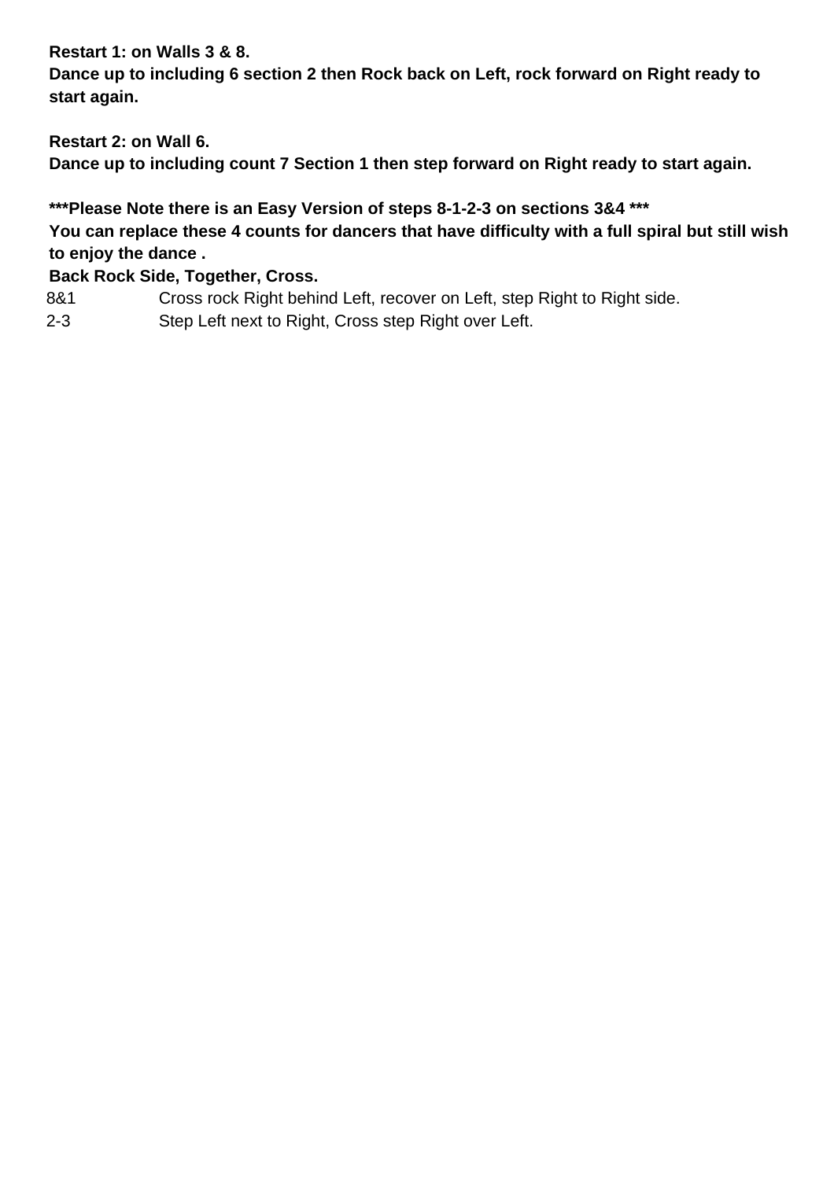**Restart 1: on Walls 3 & 8.**
**Dance up to including 6 section 2 then Rock back on Left, rock forward on Right ready to start again.**

**Restart 2: on Wall 6.**
**Dance up to including count 7 Section 1 then step forward on Right ready to start again.**

**\*\*\*Please Note there is an Easy Version of steps 8-1-2-3 on sections 3&4 \*\*\***
**You can replace these 4 counts for dancers that have difficulty with a full spiral but still wish to enjoy the dance .**

**Back Rock Side, Together, Cross.**

| | |
|---|---|
| 8&1 | Cross rock Right behind Left, recover on Left, step Right to Right side. |
| 2-3 | Step Left next to Right, Cross step Right over Left. |